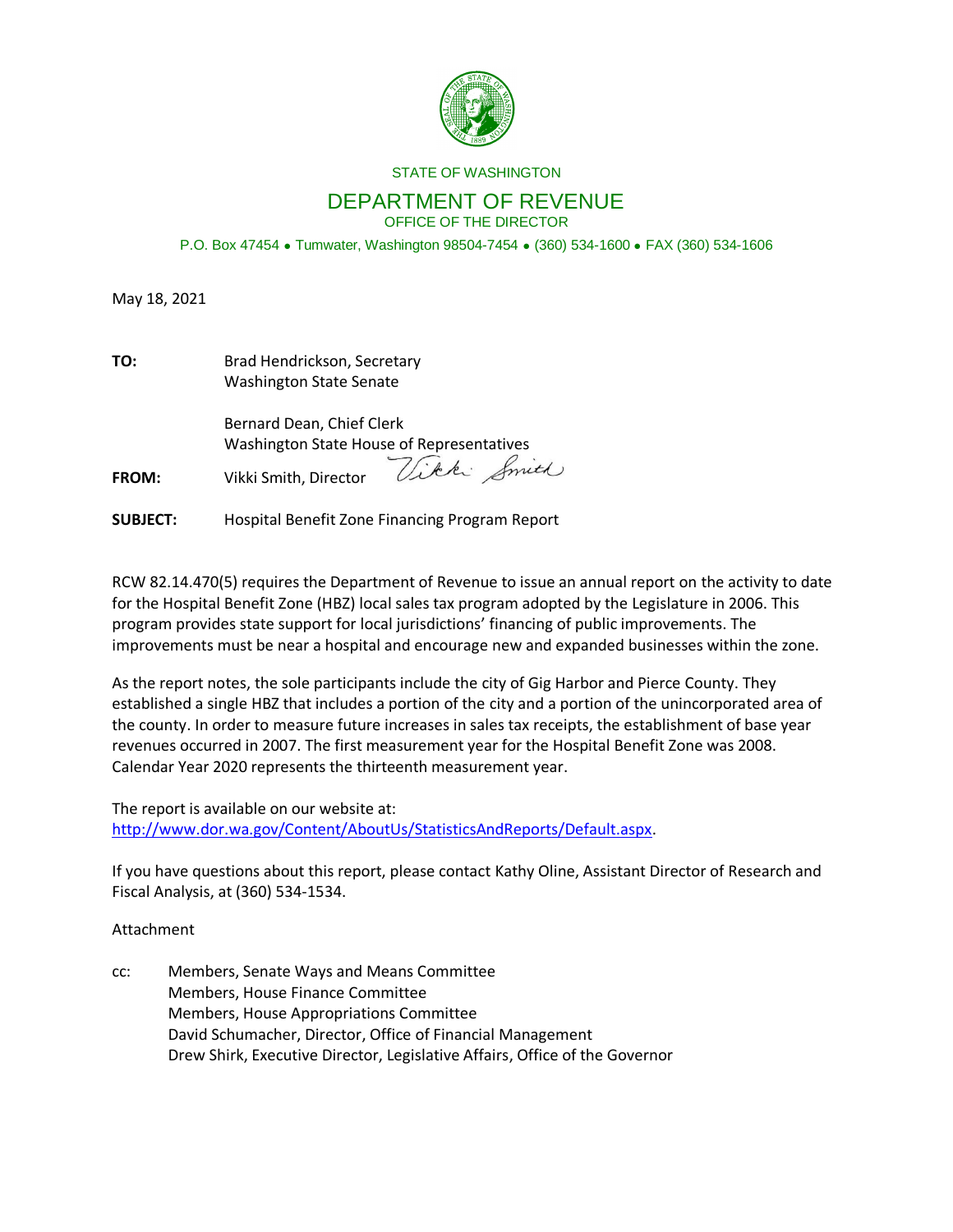STATE OF WASHINGTON

# DEPARTMENT OF REVENUE

OFFICE OF THE DIRECTOR

P.O. Box 47454 • Tumwater, Washington 98504-7454 • (360) 534-1600 • FAX (360) 534-1606

May 18, 2021

**TO:** Brad Hendrickson, Secretary
Washington State Senate

Bernard Dean, Chief Clerk
Washington State House of Representatives

**FROM:** Vikki Smith, Director

**SUBJECT:** Hospital Benefit Zone Financing Program Report

RCW 82.14.470(5) requires the Department of Revenue to issue an annual report on the activity to date for the Hospital Benefit Zone (HBZ) local sales tax program adopted by the Legislature in 2006. This program provides state support for local jurisdictions' financing of public improvements. The improvements must be near a hospital and encourage new and expanded businesses within the zone.

As the report notes, the sole participants include the city of Gig Harbor and Pierce County. They established a single HBZ that includes a portion of the city and a portion of the unincorporated area of the county. In order to measure future increases in sales tax receipts, the establishment of base year revenues occurred in 2007. The first measurement year for the Hospital Benefit Zone was 2008. Calendar Year 2020 represents the thirteenth measurement year.

The report is available on our website at:
http://www.dor.wa.gov/Content/AboutUs/StatisticsAndReports/Default.aspx.

If you have questions about this report, please contact Kathy Oline, Assistant Director of Research and Fiscal Analysis, at (360) 534-1534.

Attachment

cc: Members, Senate Ways and Means Committee
Members, House Finance Committee
Members, House Appropriations Committee
David Schumacher, Director, Office of Financial Management
Drew Shirk, Executive Director, Legislative Affairs, Office of the Governor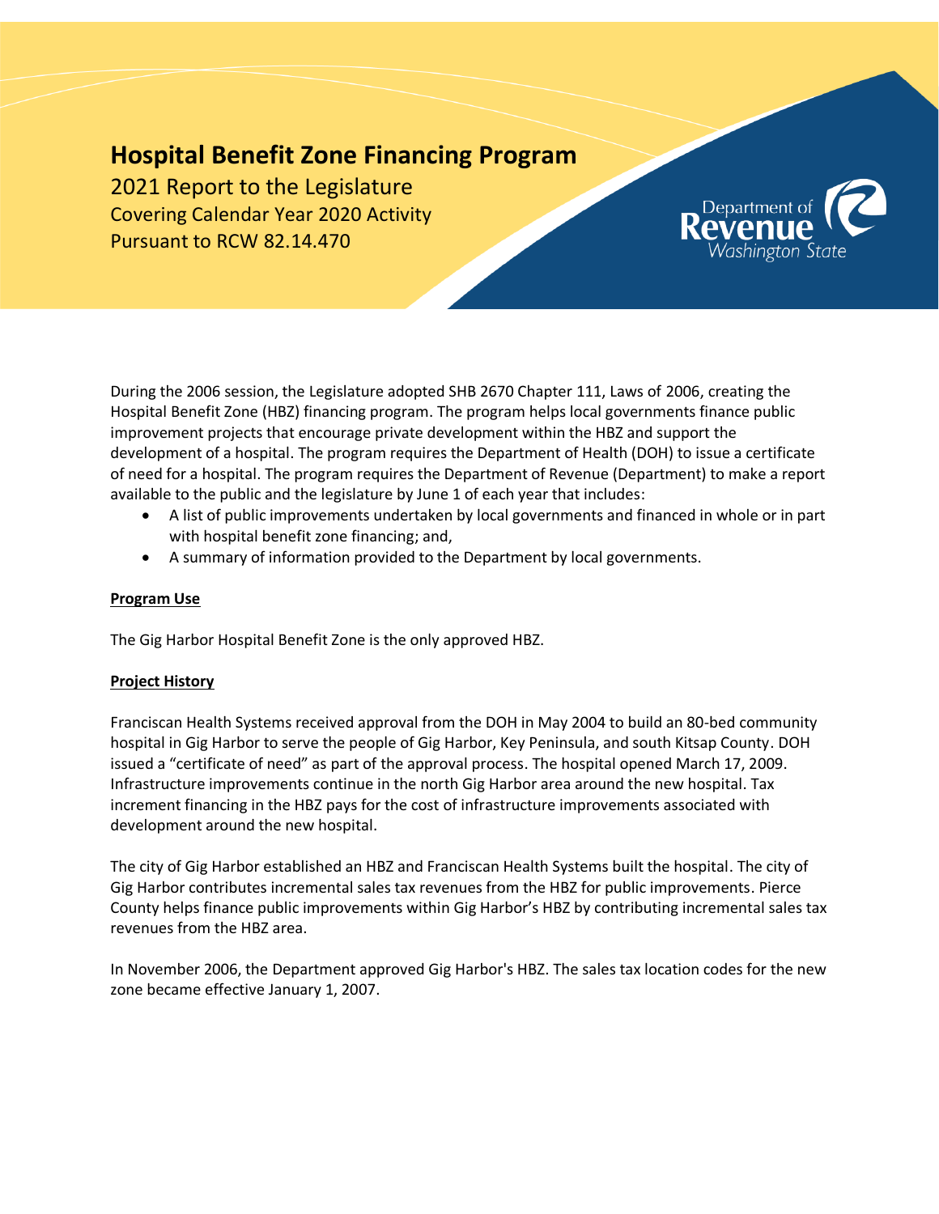# Hospital Benefit Zone Financing Program

2021 Report to the Legislature

Covering Calendar Year 2020 Activity

Pursuant to RCW 82.14.470

During the 2006 session, the Legislature adopted SHB 2670 Chapter 111, Laws of 2006, creating the Hospital Benefit Zone (HBZ) financing program. The program helps local governments finance public improvement projects that encourage private development within the HBZ and support the development of a hospital. The program requires the Department of Health (DOH) to issue a certificate of need for a hospital. The program requires the Department of Revenue (Department) to make a report available to the public and the legislature by June 1 of each year that includes:

- A list of public improvements undertaken by local governments and financed in whole or in part with hospital benefit zone financing; and,
- A summary of information provided to the Department by local governments.

**Program Use**

The Gig Harbor Hospital Benefit Zone is the only approved HBZ.

**Project History**

Franciscan Health Systems received approval from the DOH in May 2004 to build an 80-bed community hospital in Gig Harbor to serve the people of Gig Harbor, Key Peninsula, and south Kitsap County. DOH issued a "certificate of need" as part of the approval process. The hospital opened March 17, 2009. Infrastructure improvements continue in the north Gig Harbor area around the new hospital. Tax increment financing in the HBZ pays for the cost of infrastructure improvements associated with development around the new hospital.

The city of Gig Harbor established an HBZ and Franciscan Health Systems built the hospital. The city of Gig Harbor contributes incremental sales tax revenues from the HBZ for public improvements. Pierce County helps finance public improvements within Gig Harbor's HBZ by contributing incremental sales tax revenues from the HBZ area.

In November 2006, the Department approved Gig Harbor's HBZ. The sales tax location codes for the new zone became effective January 1, 2007.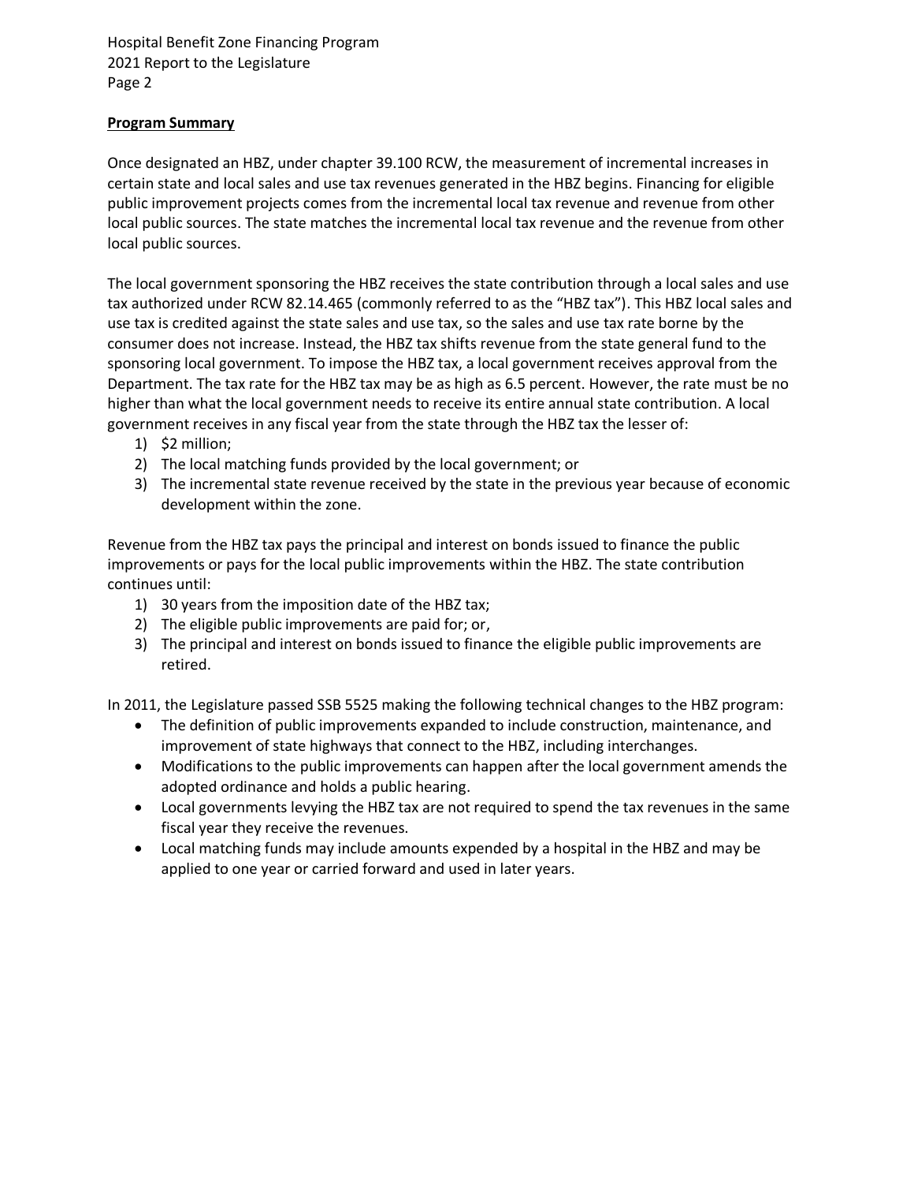**Program Summary**

Once designated an HBZ, under chapter 39.100 RCW, the measurement of incremental increases in certain state and local sales and use tax revenues generated in the HBZ begins. Financing for eligible public improvement projects comes from the incremental local tax revenue and revenue from other local public sources. The state matches the incremental local tax revenue and the revenue from other local public sources.

The local government sponsoring the HBZ receives the state contribution through a local sales and use tax authorized under RCW 82.14.465 (commonly referred to as the "HBZ tax"). This HBZ local sales and use tax is credited against the state sales and use tax, so the sales and use tax rate borne by the consumer does not increase. Instead, the HBZ tax shifts revenue from the state general fund to the sponsoring local government. To impose the HBZ tax, a local government receives approval from the Department. The tax rate for the HBZ tax may be as high as 6.5 percent. However, the rate must be no higher than what the local government needs to receive its entire annual state contribution. A local government receives in any fiscal year from the state through the HBZ tax the lesser of:

1) $2 million;
2) The local matching funds provided by the local government; or
3) The incremental state revenue received by the state in the previous year because of economic development within the zone.

Revenue from the HBZ tax pays the principal and interest on bonds issued to finance the public improvements or pays for the local public improvements within the HBZ. The state contribution continues until:

1) 30 years from the imposition date of the HBZ tax;
2) The eligible public improvements are paid for; or,
3) The principal and interest on bonds issued to finance the eligible public improvements are retired.

In 2011, the Legislature passed SSB 5525 making the following technical changes to the HBZ program:

- The definition of public improvements expanded to include construction, maintenance, and improvement of state highways that connect to the HBZ, including interchanges.
- Modifications to the public improvements can happen after the local government amends the adopted ordinance and holds a public hearing.
- Local governments levying the HBZ tax are not required to spend the tax revenues in the same fiscal year they receive the revenues.
- Local matching funds may include amounts expended by a hospital in the HBZ and may be applied to one year or carried forward and used in later years.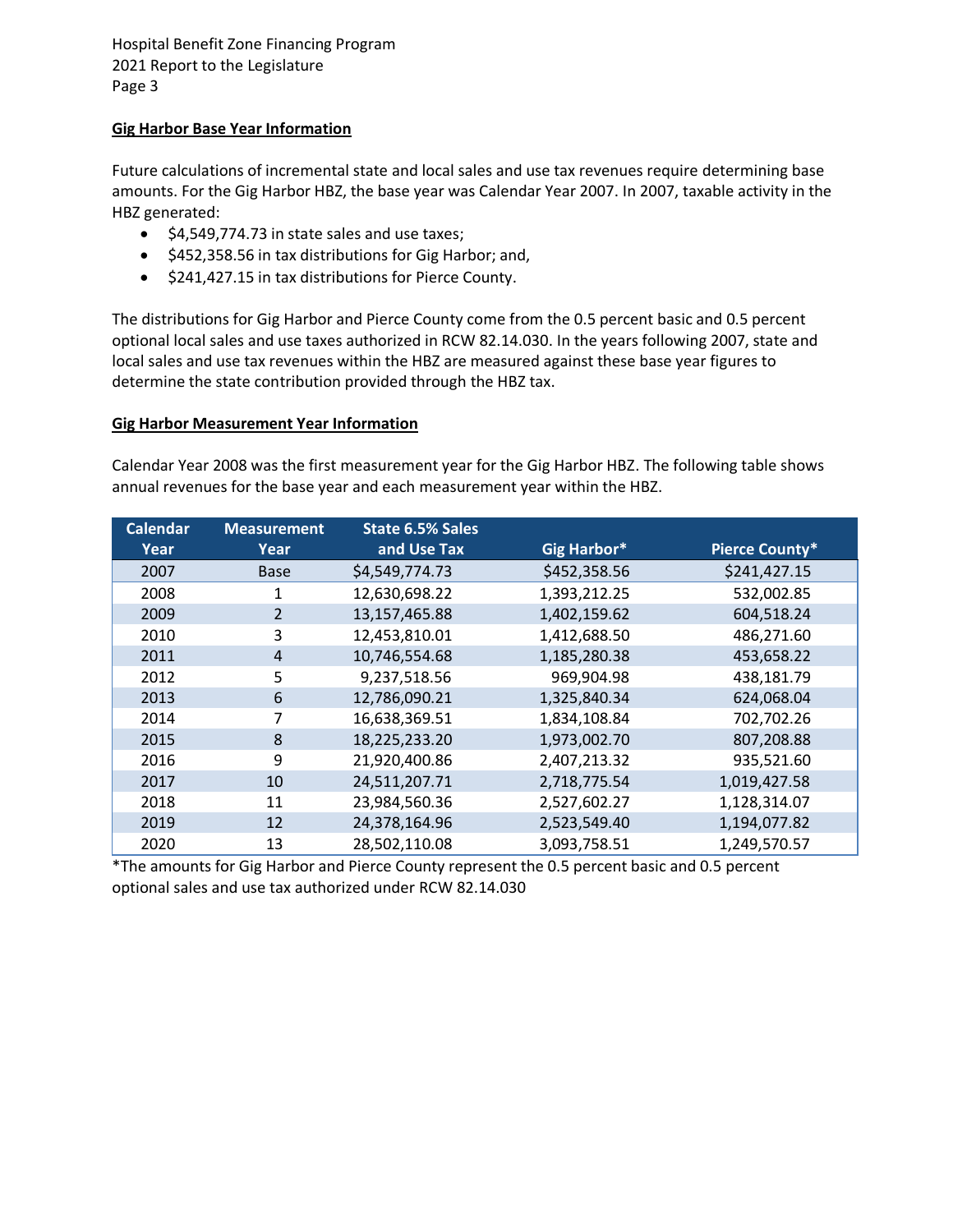### Gig Harbor Base Year Information

Future calculations of incremental state and local sales and use tax revenues require determining base amounts. For the Gig Harbor HBZ, the base year was Calendar Year 2007. In 2007, taxable activity in the HBZ generated:

- $4,549,774.73 in state sales and use taxes;
- $452,358.56 in tax distributions for Gig Harbor; and,
- $241,427.15 in tax distributions for Pierce County.

The distributions for Gig Harbor and Pierce County come from the 0.5 percent basic and 0.5 percent optional local sales and use taxes authorized in RCW 82.14.030. In the years following 2007, state and local sales and use tax revenues within the HBZ are measured against these base year figures to determine the state contribution provided through the HBZ tax.

### Gig Harbor Measurement Year Information

Calendar Year 2008 was the first measurement year for the Gig Harbor HBZ. The following table shows annual revenues for the base year and each measurement year within the HBZ.

| Calendar Year | Measurement Year | State 6.5% Sales and Use Tax | Gig Harbor* | Pierce County* |
|---|---|---|---|---|
| 2007 | Base | $4,549,774.73 | $452,358.56 | $241,427.15 |
| 2008 | 1 | 12,630,698.22 | 1,393,212.25 | 532,002.85 |
| 2009 | 2 | 13,157,465.88 | 1,402,159.62 | 604,518.24 |
| 2010 | 3 | 12,453,810.01 | 1,412,688.50 | 486,271.60 |
| 2011 | 4 | 10,746,554.68 | 1,185,280.38 | 453,658.22 |
| 2012 | 5 | 9,237,518.56 | 969,904.98 | 438,181.79 |
| 2013 | 6 | 12,786,090.21 | 1,325,840.34 | 624,068.04 |
| 2014 | 7 | 16,638,369.51 | 1,834,108.84 | 702,702.26 |
| 2015 | 8 | 18,225,233.20 | 1,973,002.70 | 807,208.88 |
| 2016 | 9 | 21,920,400.86 | 2,407,213.32 | 935,521.60 |
| 2017 | 10 | 24,511,207.71 | 2,718,775.54 | 1,019,427.58 |
| 2018 | 11 | 23,984,560.36 | 2,527,602.27 | 1,128,314.07 |
| 2019 | 12 | 24,378,164.96 | 2,523,549.40 | 1,194,077.82 |
| 2020 | 13 | 28,502,110.08 | 3,093,758.51 | 1,249,570.57 |

*The amounts for Gig Harbor and Pierce County represent the 0.5 percent basic and 0.5 percent optional sales and use tax authorized under RCW 82.14.030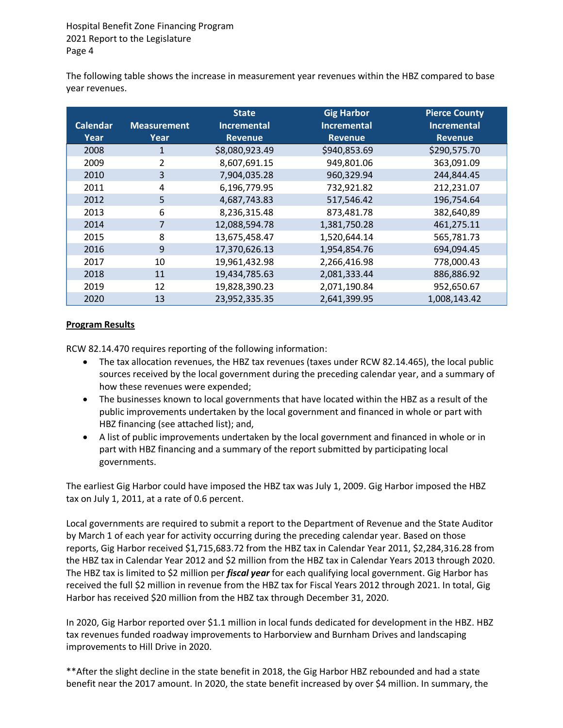The following table shows the increase in measurement year revenues within the HBZ compared to base year revenues.

| Calendar Year | Measurement Year | State Incremental Revenue | Gig Harbor Incremental Revenue | Pierce County Incremental Revenue |
|---|---|---|---|---|
| 2008 | 1 | $8,080,923.49 | $940,853.69 | $290,575.70 |
| 2009 | 2 | 8,607,691.15 | 949,801.06 | 363,091.09 |
| 2010 | 3 | 7,904,035.28 | 960,329.94 | 244,844.45 |
| 2011 | 4 | 6,196,779.95 | 732,921.82 | 212,231.07 |
| 2012 | 5 | 4,687,743.83 | 517,546.42 | 196,754.64 |
| 2013 | 6 | 8,236,315.48 | 873,481.78 | 382,640,89 |
| 2014 | 7 | 12,088,594.78 | 1,381,750.28 | 461,275.11 |
| 2015 | 8 | 13,675,458.47 | 1,520,644.14 | 565,781.73 |
| 2016 | 9 | 17,370,626.13 | 1,954,854.76 | 694,094.45 |
| 2017 | 10 | 19,961,432.98 | 2,266,416.98 | 778,000.43 |
| 2018 | 11 | 19,434,785.63 | 2,081,333.44 | 886,886.92 |
| 2019 | 12 | 19,828,390.23 | 2,071,190.84 | 952,650.67 |
| 2020 | 13 | 23,952,335.35 | 2,641,399.95 | 1,008,143.42 |

**Program Results**

RCW 82.14.470 requires reporting of the following information:

- The tax allocation revenues, the HBZ tax revenues (taxes under RCW 82.14.465), the local public sources received by the local government during the preceding calendar year, and a summary of how these revenues were expended;
- The businesses known to local governments that have located within the HBZ as a result of the public improvements undertaken by the local government and financed in whole or part with HBZ financing (see attached list); and,
- A list of public improvements undertaken by the local government and financed in whole or in part with HBZ financing and a summary of the report submitted by participating local governments.

The earliest Gig Harbor could have imposed the HBZ tax was July 1, 2009. Gig Harbor imposed the HBZ tax on July 1, 2011, at a rate of 0.6 percent.

Local governments are required to submit a report to the Department of Revenue and the State Auditor by March 1 of each year for activity occurring during the preceding calendar year. Based on those reports, Gig Harbor received $1,715,683.72 from the HBZ tax in Calendar Year 2011, $2,284,316.28 from the HBZ tax in Calendar Year 2012 and $2 million from the HBZ tax in Calendar Years 2013 through 2020. The HBZ tax is limited to $2 million per ***fiscal year*** for each qualifying local government. Gig Harbor has received the full $2 million in revenue from the HBZ tax for Fiscal Years 2012 through 2021. In total, Gig Harbor has received $20 million from the HBZ tax through December 31, 2020.

In 2020, Gig Harbor reported over $1.1 million in local funds dedicated for development in the HBZ. HBZ tax revenues funded roadway improvements to Harborview and Burnham Drives and landscaping improvements to Hill Drive in 2020.

**After the slight decline in the state benefit in 2018, the Gig Harbor HBZ rebounded and had a state benefit near the 2017 amount. In 2020, the state benefit increased by over $4 million. In summary, the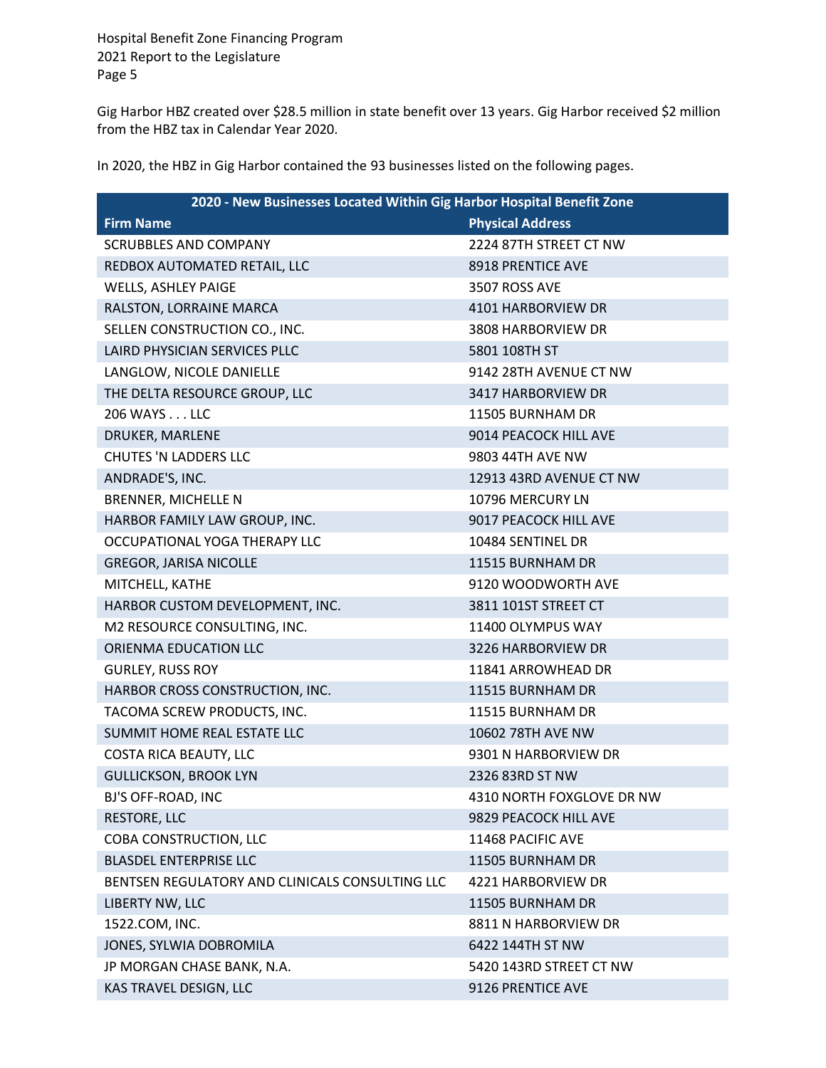Gig Harbor HBZ created over $28.5 million in state benefit over 13 years. Gig Harbor received $2 million from the HBZ tax in Calendar Year 2020.

In 2020, the HBZ in Gig Harbor contained the 93 businesses listed on the following pages.

| 2020 - New Businesses Located Within Gig Harbor Hospital Benefit Zone | |
|---|---|
| **Firm Name** | **Physical Address** |
| SCRUBBLES AND COMPANY | 2224 87TH STREET CT NW |
| REDBOX AUTOMATED RETAIL, LLC | 8918 PRENTICE AVE |
| WELLS, ASHLEY PAIGE | 3507 ROSS AVE |
| RALSTON, LORRAINE MARCA | 4101 HARBORVIEW DR |
| SELLEN CONSTRUCTION CO., INC. | 3808 HARBORVIEW DR |
| LAIRD PHYSICIAN SERVICES PLLC | 5801 108TH ST |
| LANGLOW, NICOLE DANIELLE | 9142 28TH AVENUE CT NW |
| THE DELTA RESOURCE GROUP, LLC | 3417 HARBORVIEW DR |
| 206 WAYS . . . LLC | 11505 BURNHAM DR |
| DRUKER, MARLENE | 9014 PEACOCK HILL AVE |
| CHUTES 'N LADDERS LLC | 9803 44TH AVE NW |
| ANDRADE'S, INC. | 12913 43RD AVENUE CT NW |
| BRENNER, MICHELLE N | 10796 MERCURY LN |
| HARBOR FAMILY LAW GROUP, INC. | 9017 PEACOCK HILL AVE |
| OCCUPATIONAL YOGA THERAPY LLC | 10484 SENTINEL DR |
| GREGOR, JARISA NICOLLE | 11515 BURNHAM DR |
| MITCHELL, KATHE | 9120 WOODWORTH AVE |
| HARBOR CUSTOM DEVELOPMENT, INC. | 3811 101ST STREET CT |
| M2 RESOURCE CONSULTING, INC. | 11400 OLYMPUS WAY |
| ORIENMA EDUCATION LLC | 3226 HARBORVIEW DR |
| GURLEY, RUSS ROY | 11841 ARROWHEAD DR |
| HARBOR CROSS CONSTRUCTION, INC. | 11515 BURNHAM DR |
| TACOMA SCREW PRODUCTS, INC. | 11515 BURNHAM DR |
| SUMMIT HOME REAL ESTATE LLC | 10602 78TH AVE NW |
| COSTA RICA BEAUTY, LLC | 9301 N HARBORVIEW DR |
| GULLICKSON, BROOK LYN | 2326 83RD ST NW |
| BJ'S OFF-ROAD, INC | 4310 NORTH FOXGLOVE DR NW |
| RESTORE, LLC | 9829 PEACOCK HILL AVE |
| COBA CONSTRUCTION, LLC | 11468 PACIFIC AVE |
| BLASDEL ENTERPRISE LLC | 11505 BURNHAM DR |
| BENTSEN REGULATORY AND CLINICALS CONSULTING LLC | 4221 HARBORVIEW DR |
| LIBERTY NW, LLC | 11505 BURNHAM DR |
| 1522.COM, INC. | 8811 N HARBORVIEW DR |
| JONES, SYLWIA DOBROMILA | 6422 144TH ST NW |
| JP MORGAN CHASE BANK, N.A. | 5420 143RD STREET CT NW |
| KAS TRAVEL DESIGN, LLC | 9126 PRENTICE AVE |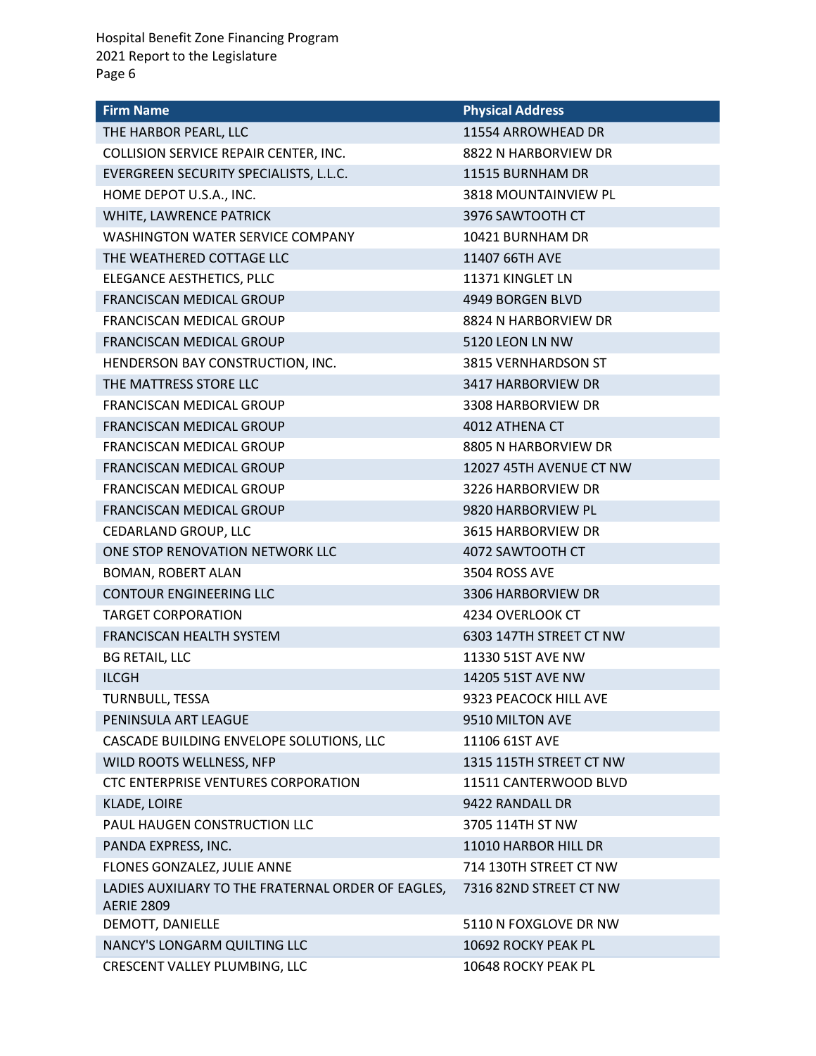| Firm Name | Physical Address |
|---|---|
| THE HARBOR PEARL, LLC | 11554 ARROWHEAD DR |
| COLLISION SERVICE REPAIR CENTER, INC. | 8822 N HARBORVIEW DR |
| EVERGREEN SECURITY SPECIALISTS, L.L.C. | 11515 BURNHAM DR |
| HOME DEPOT U.S.A., INC. | 3818 MOUNTAINVIEW PL |
| WHITE, LAWRENCE PATRICK | 3976 SAWTOOTH CT |
| WASHINGTON WATER SERVICE COMPANY | 10421 BURNHAM DR |
| THE WEATHERED COTTAGE LLC | 11407 66TH AVE |
| ELEGANCE AESTHETICS, PLLC | 11371 KINGLET LN |
| FRANCISCAN MEDICAL GROUP | 4949 BORGEN BLVD |
| FRANCISCAN MEDICAL GROUP | 8824 N HARBORVIEW DR |
| FRANCISCAN MEDICAL GROUP | 5120 LEON LN NW |
| HENDERSON BAY CONSTRUCTION, INC. | 3815 VERNHARDSON ST |
| THE MATTRESS STORE LLC | 3417 HARBORVIEW DR |
| FRANCISCAN MEDICAL GROUP | 3308 HARBORVIEW DR |
| FRANCISCAN MEDICAL GROUP | 4012 ATHENA CT |
| FRANCISCAN MEDICAL GROUP | 8805 N HARBORVIEW DR |
| FRANCISCAN MEDICAL GROUP | 12027 45TH AVENUE CT NW |
| FRANCISCAN MEDICAL GROUP | 3226 HARBORVIEW DR |
| FRANCISCAN MEDICAL GROUP | 9820 HARBORVIEW PL |
| CEDARLAND GROUP, LLC | 3615 HARBORVIEW DR |
| ONE STOP RENOVATION NETWORK LLC | 4072 SAWTOOTH CT |
| BOMAN, ROBERT ALAN | 3504 ROSS AVE |
| CONTOUR ENGINEERING LLC | 3306 HARBORVIEW DR |
| TARGET CORPORATION | 4234 OVERLOOK CT |
| FRANCISCAN HEALTH SYSTEM | 6303 147TH STREET CT NW |
| BG RETAIL, LLC | 11330 51ST AVE NW |
| ILCGH | 14205 51ST AVE NW |
| TURNBULL, TESSA | 9323 PEACOCK HILL AVE |
| PENINSULA ART LEAGUE | 9510 MILTON AVE |
| CASCADE BUILDING ENVELOPE SOLUTIONS, LLC | 11106 61ST AVE |
| WILD ROOTS WELLNESS, NFP | 1315 115TH STREET CT NW |
| CTC ENTERPRISE VENTURES CORPORATION | 11511 CANTERWOOD BLVD |
| KLADE, LOIRE | 9422 RANDALL DR |
| PAUL HAUGEN CONSTRUCTION LLC | 3705 114TH ST NW |
| PANDA EXPRESS, INC. | 11010 HARBOR HILL DR |
| FLONES GONZALEZ, JULIE ANNE | 714 130TH STREET CT NW |
| LADIES AUXILIARY TO THE FRATERNAL ORDER OF EAGLES, AERIE 2809 | 7316 82ND STREET CT NW |
| DEMOTT, DANIELLE | 5110 N FOXGLOVE DR NW |
| NANCY'S LONGARM QUILTING LLC | 10692 ROCKY PEAK PL |
| CRESCENT VALLEY PLUMBING, LLC | 10648 ROCKY PEAK PL |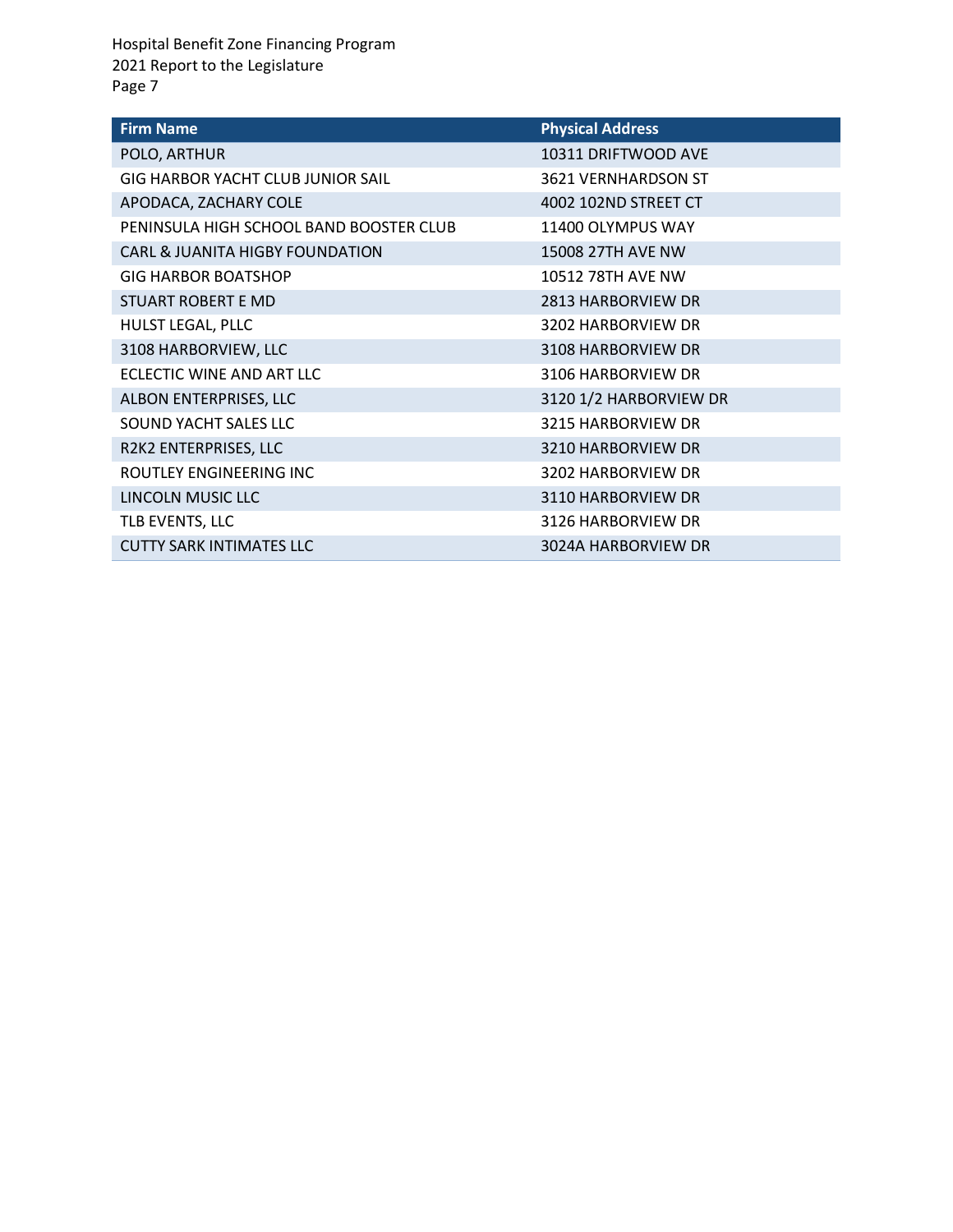| Firm Name | Physical Address |
| --- | --- |
| POLO, ARTHUR | 10311 DRIFTWOOD AVE |
| GIG HARBOR YACHT CLUB JUNIOR SAIL | 3621 VERNHARDSON ST |
| APODACA, ZACHARY COLE | 4002 102ND STREET CT |
| PENINSULA HIGH SCHOOL BAND BOOSTER CLUB | 11400 OLYMPUS WAY |
| CARL & JUANITA HIGBY FOUNDATION | 15008 27TH AVE NW |
| GIG HARBOR BOATSHOP | 10512 78TH AVE NW |
| STUART ROBERT E MD | 2813 HARBORVIEW DR |
| HULST LEGAL, PLLC | 3202 HARBORVIEW DR |
| 3108 HARBORVIEW, LLC | 3108 HARBORVIEW DR |
| ECLECTIC WINE AND ART LLC | 3106 HARBORVIEW DR |
| ALBON ENTERPRISES, LLC | 3120 1/2 HARBORVIEW DR |
| SOUND YACHT SALES LLC | 3215 HARBORVIEW DR |
| R2K2 ENTERPRISES, LLC | 3210 HARBORVIEW DR |
| ROUTLEY ENGINEERING INC | 3202 HARBORVIEW DR |
| LINCOLN MUSIC LLC | 3110 HARBORVIEW DR |
| TLB EVENTS, LLC | 3126 HARBORVIEW DR |
| CUTTY SARK INTIMATES LLC | 3024A HARBORVIEW DR |